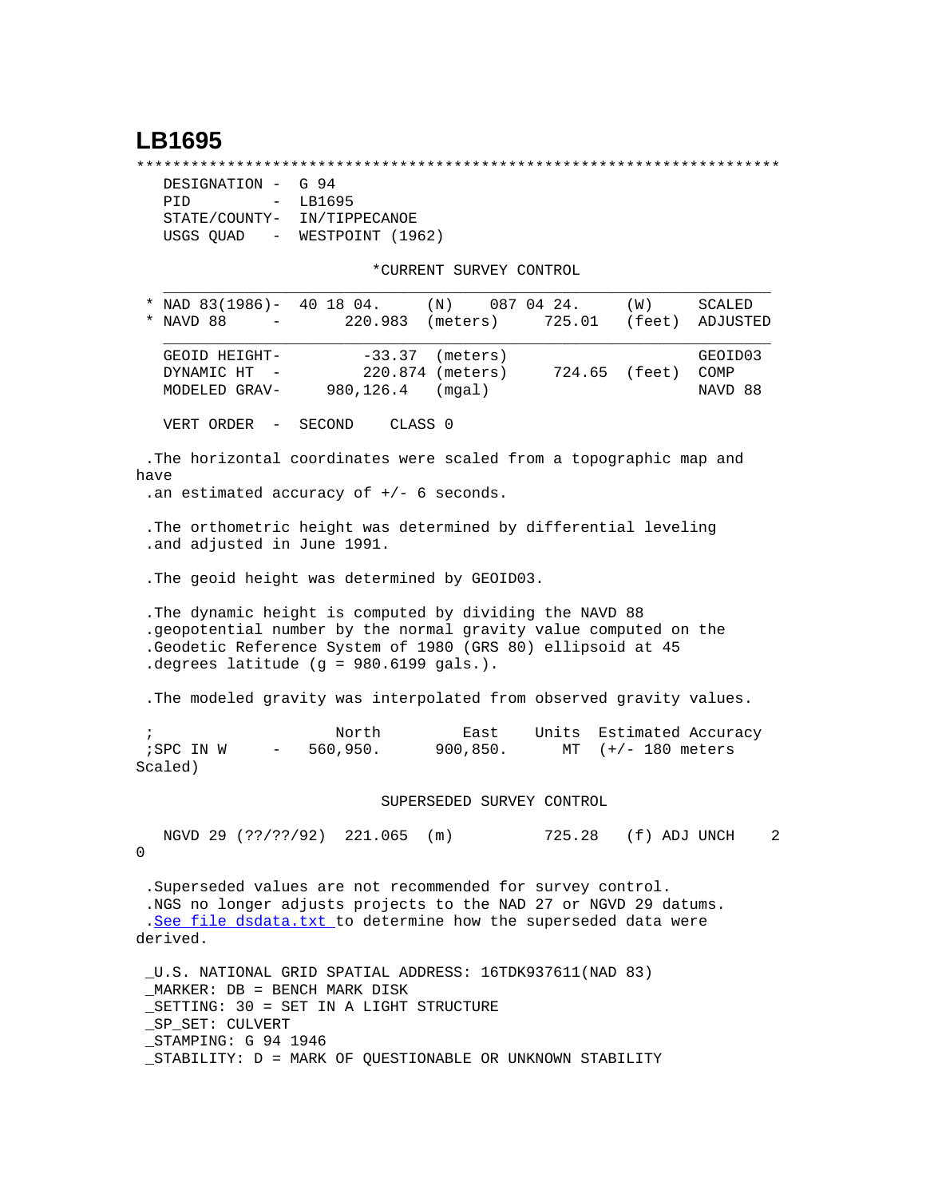# LB1695

```
***********************************************************************
   DESIGNATION -  G 94
   PID         -  LB1695
   STATE/COUNTY-  IN/TIPPECANOE
   USGS QUAD   -  WESTPOINT (1962)

                           *CURRENT SURVEY CONTROL
   ___________________________________________________________________
 * NAD 83(1986)-  40 18 04.     (N)    087 04 24.     (W)     SCALED
 * NAVD 88     -       220.983  (meters)     725.01   (feet)  ADJUSTED
   ___________________________________________________________________
   GEOID HEIGHT-        -33.37  (meters)                      GEOID03
   DYNAMIC HT  -        220.874 (meters)      724.65  (feet)  COMP
   MODELED GRAV-    980,126.4   (mgal)                        NAVD 88

   VERT ORDER  -  SECOND     CLASS 0

 .The horizontal coordinates were scaled from a topographic map and
have
 .an estimated accuracy of +/- 6 seconds.

 .The orthometric height was determined by differential leveling
 .and adjusted in June 1991.

 .The geoid height was determined by GEOID03.

 .The dynamic height is computed by dividing the NAVD 88
 .geopotential number by the normal gravity value computed on the
 .Geodetic Reference System of 1980 (GRS 80) ellipsoid at 45
 .degrees latitude (g = 980.6199 gals.).

 .The modeled gravity was interpolated from observed gravity values.

 ;                   North         East     Units  Estimated Accuracy
 ;SPC IN W     -   560,950.      900,850.     MT  (+/- 180 meters
Scaled)

                          SUPERSEDED SURVEY CONTROL

   NGVD 29 (??/??/92)  221.065  (m)          725.28   (f) ADJ UNCH    2
0

 .Superseded values are not recommended for survey control.
 .NGS no longer adjusts projects to the NAD 27 or NGVD 29 datums.
 .See file dsdata.txt to determine how the superseded data were
derived.

 _U.S. NATIONAL GRID SPATIAL ADDRESS: 16TDK937611(NAD 83)
 _MARKER: DB = BENCH MARK DISK
 _SETTING: 30 = SET IN A LIGHT STRUCTURE
 _SP_SET: CULVERT
 _STAMPING: G 94 1946
 _STABILITY: D = MARK OF QUESTIONABLE OR UNKNOWN STABILITY
```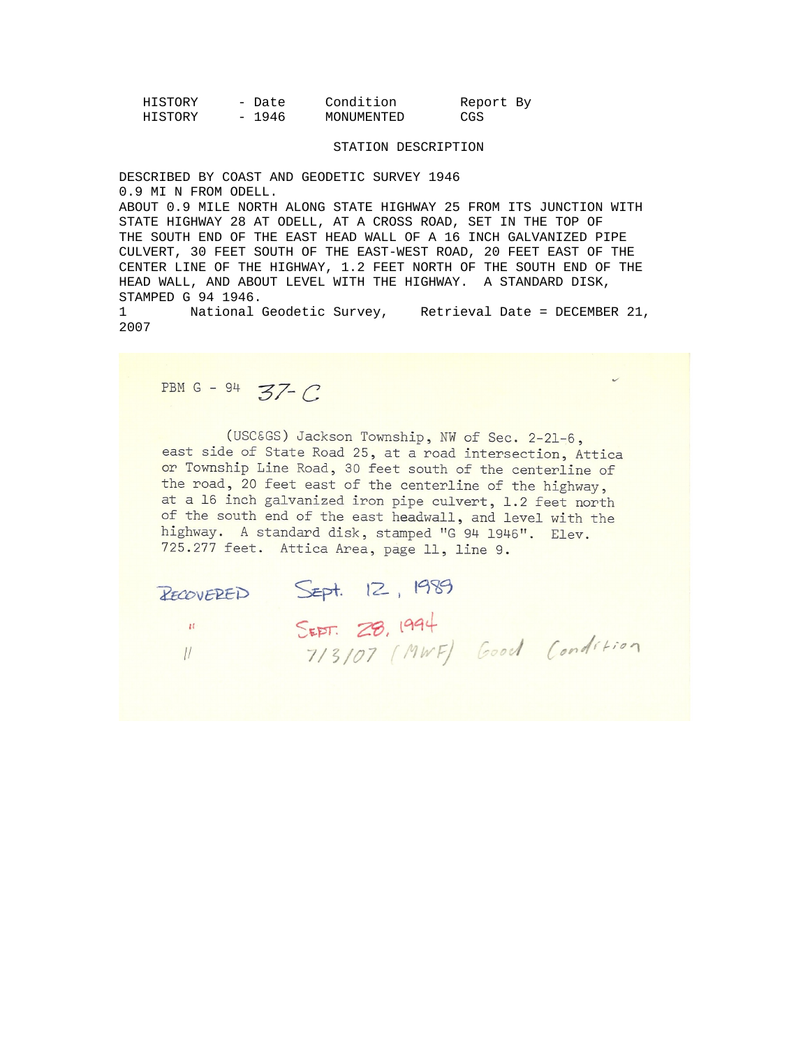| HISTORY | - Date | Condition | Report By |
| --- | --- | --- | --- |
| HISTORY | - 1946 | MONUMENTED | CGS |

STATION DESCRIPTION

DESCRIBED BY COAST AND GEODETIC SURVEY 1946
0.9 MI N FROM ODELL.
ABOUT 0.9 MILE NORTH ALONG STATE HIGHWAY 25 FROM ITS JUNCTION WITH STATE HIGHWAY 28 AT ODELL, AT A CROSS ROAD, SET IN THE TOP OF THE SOUTH END OF THE EAST HEAD WALL OF A 16 INCH GALVANIZED PIPE CULVERT, 30 FEET SOUTH OF THE EAST-WEST ROAD, 20 FEET EAST OF THE CENTER LINE OF THE HIGHWAY, 1.2 FEET NORTH OF THE SOUTH END OF THE HEAD WALL, AND ABOUT LEVEL WITH THE HIGHWAY. A STANDARD DISK, STAMPED G 94 1946.

1 National Geodetic Survey, Retrieval Date = DECEMBER 21, 2007

PBM G - 94 37-C

(USC&GS) Jackson Township, NW of Sec. 2-21-6, east side of State Road 25, at a road intersection, Attica or Township Line Road, 30 feet south of the centerline of the road, 20 feet east of the centerline of the highway, at a 16 inch galvanized iron pipe culvert, 1.2 feet north of the south end of the east headwall, and level with the highway. A standard disk, stamped "G 94 1946". Elev. 725.277 feet. Attica Area, page 11, line 9.

RECOVERED Sept. 12, 1989

" Sept. 28, 1994

" 7/3/07 (MWF) Good Condition